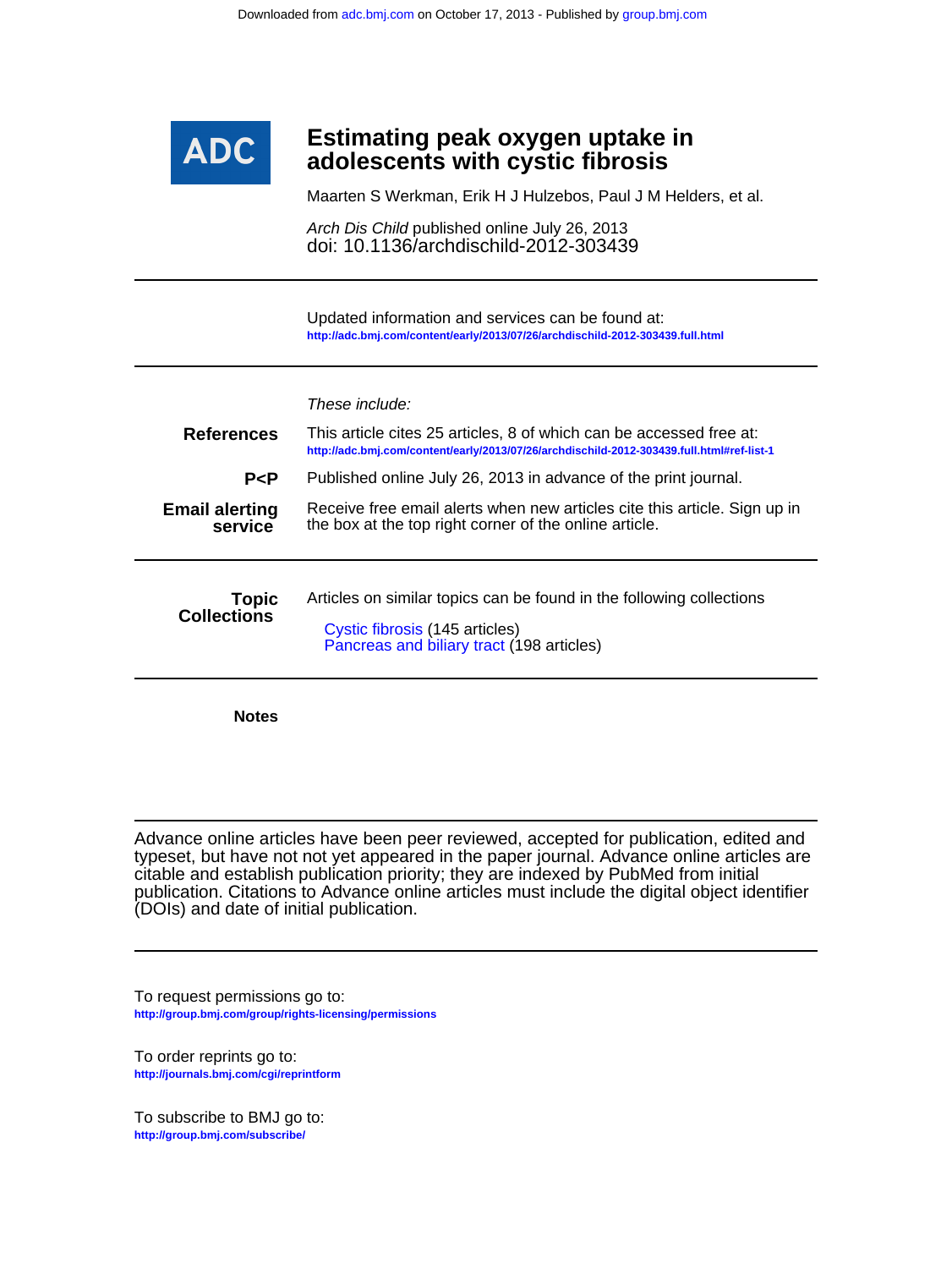Downloaded from adc.bmj.com on October 17, 2013 - Published by group.bmj.com

**ADC**

# Estimating peak oxygen uptake in adolescents with cystic fibrosis

Maarten S Werkman, Erik H J Hulzebos, Paul J M Helders, et al.

*Arch Dis Child* published online July 26, 2013
doi: 10.1136/archdischild-2012-303439

---

Updated information and services can be found at:
http://adc.bmj.com/content/early/2013/07/26/archdischild-2012-303439.full.html

---

*These include:*

**References** This article cites 25 articles, 8 of which can be accessed free at:
http://adc.bmj.com/content/early/2013/07/26/archdischild-2012-303439.full.html#ref-list-1

**P<P** Published online July 26, 2013 in advance of the print journal.

**Email alerting service** Receive free email alerts when new articles cite this article. Sign up in the box at the top right corner of the online article.

---

**Topic Collections** Articles on similar topics can be found in the following collections

Cystic fibrosis (145 articles)
Pancreas and biliary tract (198 articles)

---

**Notes**

---

Advance online articles have been peer reviewed, accepted for publication, edited and typeset, but have not not yet appeared in the paper journal. Advance online articles are citable and establish publication priority; they are indexed by PubMed from initial publication. Citations to Advance online articles must include the digital object identifier (DOIs) and date of initial publication.

---

To request permissions go to:
http://group.bmj.com/group/rights-licensing/permissions

To order reprints go to:
http://journals.bmj.com/cgi/reprintform

To subscribe to BMJ go to:
http://group.bmj.com/subscribe/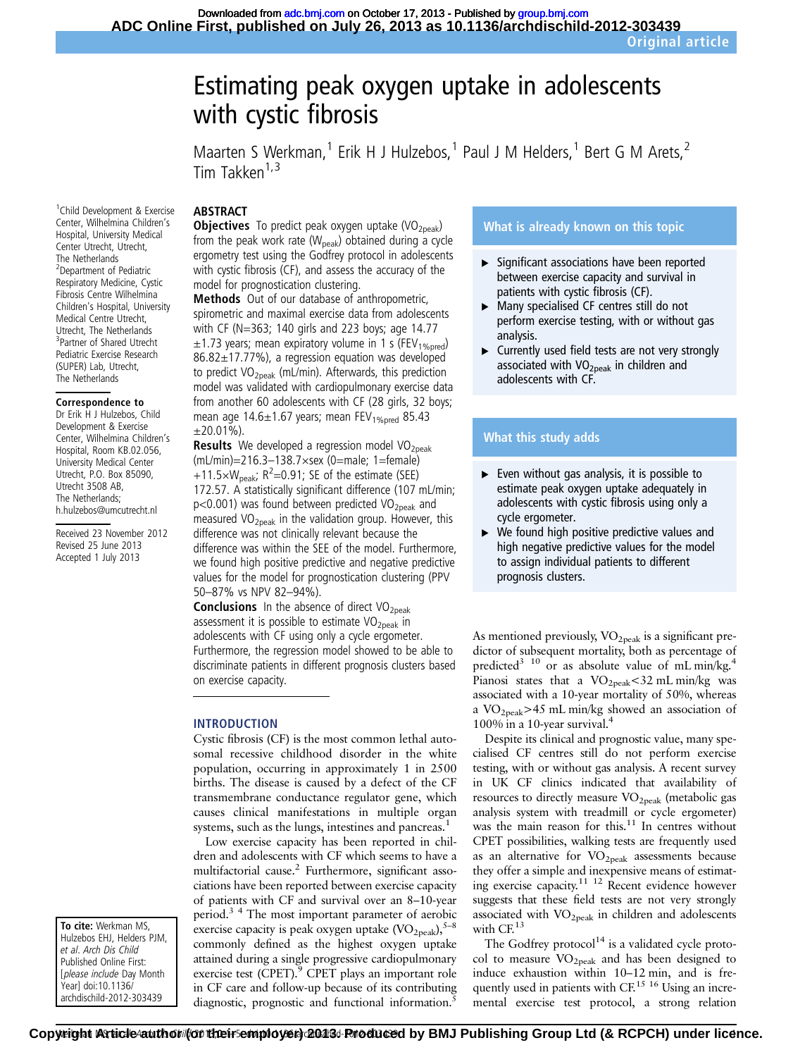# Estimating peak oxygen uptake in adolescents with cystic fibrosis

Maarten S Werkman,[1] Erik H J Hulzebos,[1] Paul J M Helders,[1] Bert G M Arets,[2] Tim Takken[1,3]

[1]Child Development & Exercise Center, Wilhelmina Children's Hospital, University Medical Center Utrecht, Utrecht, The Netherlands
[2]Department of Pediatric Respiratory Medicine, Cystic Fibrosis Centre Wilhelmina Children's Hospital, University Medical Centre Utrecht, Utrecht, The Netherlands
[3]Partner of Shared Utrecht Pediatric Exercise Research (SUPER) Lab, Utrecht, The Netherlands

**Correspondence to**
Dr Erik H J Hulzebos, Child Development & Exercise Center, Wilhelmina Children's Hospital, Room KB.02.056, University Medical Center Utrecht, P.O. Box 85090, Utrecht 3508 AB, The Netherlands; h.hulzebos@umcutrecht.nl

Received 23 November 2012
Revised 25 June 2013
Accepted 1 July 2013

## ABSTRACT

**Objectives** To predict peak oxygen uptake ($VO_{2peak}$) from the peak work rate ($W_{peak}$) obtained during a cycle ergometry test using the Godfrey protocol in adolescents with cystic fibrosis (CF), and assess the accuracy of the model for prognostication clustering.

**Methods** Out of our database of anthropometric, spirometric and maximal exercise data from adolescents with CF (N=363; 140 girls and 223 boys; age 14.77 ±1.73 years; mean expiratory volume in 1 s ($FEV_{1\%pred}$) 86.82±17.77%), a regression equation was developed to predict $VO_{2peak}$ (mL/min). Afterwards, this prediction model was validated with cardiopulmonary exercise data from another 60 adolescents with CF (28 girls, 32 boys; mean age 14.6±1.67 years; mean $FEV_{1\%pred}$ 85.43 ±20.01%).

**Results** We developed a regression model $VO_{2peak}$ (mL/min)=216.3–138.7×sex (0=male; 1=female) +11.5×$W_{peak}$; $R^2$=0.91; SE of the estimate (SEE) 172.57. A statistically significant difference (107 mL/min; p<0.001) was found between predicted $VO_{2peak}$ and measured $VO_{2peak}$ in the validation group. However, this difference was not clinically relevant because the difference was within the SEE of the model. Furthermore, we found high positive predictive and negative predictive values for the model for prognostication clustering (PPV 50–87% vs NPV 82–94%).

**Conclusions** In the absence of direct $VO_{2peak}$ assessment it is possible to estimate $VO_{2peak}$ in adolescents with CF using only a cycle ergometer. Furthermore, the regression model showed to be able to discriminate patients in different prognosis clusters based on exercise capacity.

### What is already known on this topic

- Significant associations have been reported between exercise capacity and survival in patients with cystic fibrosis (CF).
- Many specialised CF centres still do not perform exercise testing, with or without gas analysis.
- Currently used field tests are not very strongly associated with $VO_{2peak}$ in children and adolescents with CF.

### What this study adds

- Even without gas analysis, it is possible to estimate peak oxygen uptake adequately in adolescents with cystic fibrosis using only a cycle ergometer.
- We found high positive predictive values and high negative predictive values for the model to assign individual patients to different prognosis clusters.

## INTRODUCTION

Cystic fibrosis (CF) is the most common lethal autosomal recessive childhood disorder in the white population, occurring in approximately 1 in 2500 births. The disease is caused by a defect of the CF transmembrane conductance regulator gene, which causes clinical manifestations in multiple organ systems, such as the lungs, intestines and pancreas.[1]

Low exercise capacity has been reported in children and adolescents with CF which seems to have a multifactorial cause.[2] Furthermore, significant associations have been reported between exercise capacity of patients with CF and survival over an 8–10-year period.[3,4] The most important parameter of aerobic exercise capacity is peak oxygen uptake ($VO_{2peak}$),[5–8] commonly defined as the highest oxygen uptake attained during a single progressive cardiopulmonary exercise test (CPET).[9] CPET plays an important role in CF care and follow-up because of its contributing diagnostic, prognostic and functional information.[5]

As mentioned previously, $VO_{2peak}$ is a significant predictor of subsequent mortality, both as percentage of predicted[3,10] or as absolute value of mL min/kg.[4] Pianosi states that a $VO_{2peak}$<32 mL min/kg was associated with a 10-year mortality of 50%, whereas a $VO_{2peak}$>45 mL min/kg showed an association of 100% in a 10-year survival.[4]

Despite its clinical and prognostic value, many specialised CF centres still do not perform exercise testing, with or without gas analysis. A recent survey in UK CF clinics indicated that availability of resources to directly measure $VO_{2peak}$ (metabolic gas analysis system with treadmill or cycle ergometer) was the main reason for this.[11] In centres without CPET possibilities, walking tests are frequently used as an alternative for $VO_{2peak}$ assessments because they offer a simple and inexpensive means of estimating exercise capacity.[11,12] Recent evidence however suggests that these field tests are not very strongly associated with $VO_{2peak}$ in children and adolescents with CF.[13]

The Godfrey protocol[14] is a validated cycle protocol to measure $VO_{2peak}$ and has been designed to induce exhaustion within 10–12 min, and is frequently used in patients with CF.[15,16] Using an incremental exercise test protocol, a strong relation

**To cite:** Werkman MS, Hulzebos EHJ, Helders PJM, et al. Arch Dis Child Published Online First: [please include Day Month Year] doi:10.1136/archdischild-2012-303439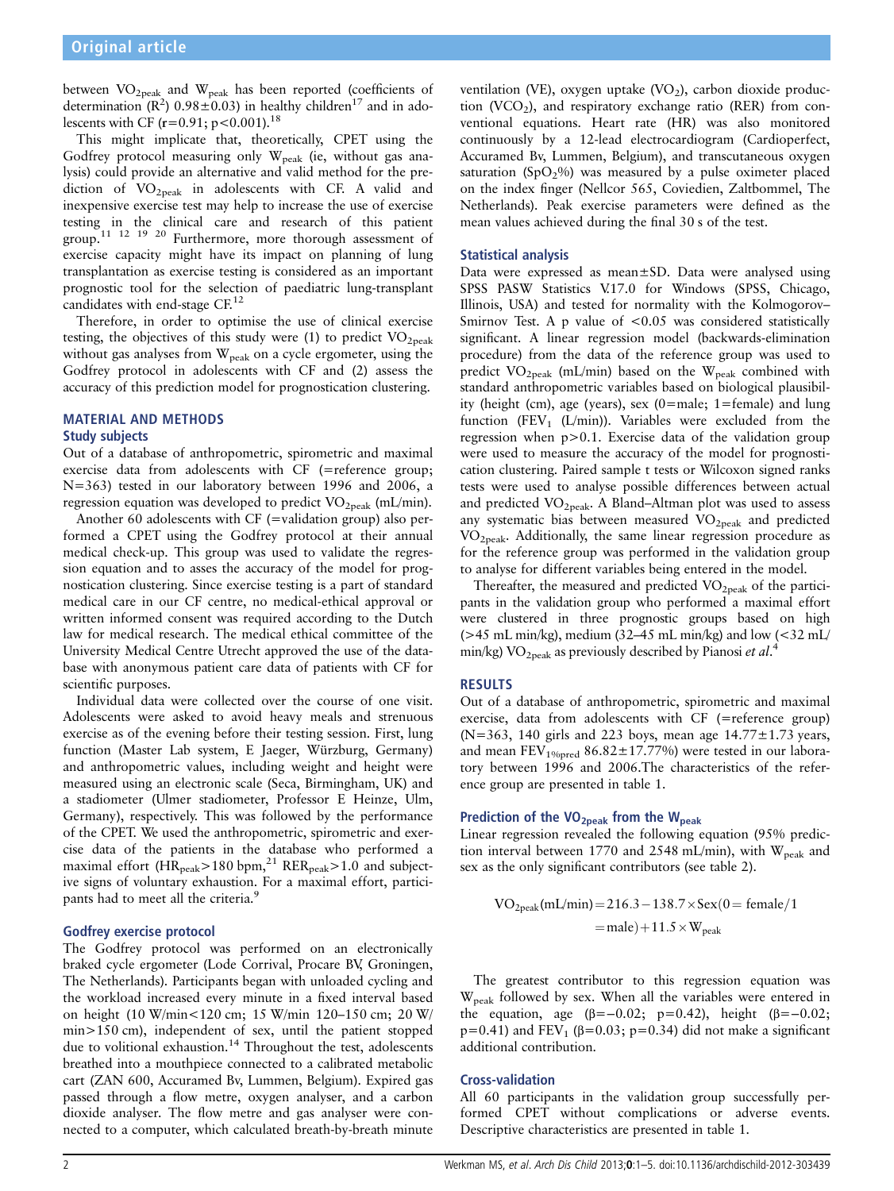between $VO_{2peak}$ and $W_{peak}$ has been reported (coefficients of determination ($R^2$) 0.98±0.03) in healthy children[17] and in adolescents with CF ($r=0.91$; $p<0.001$).[18]

This might implicate that, theoretically, CPET using the Godfrey protocol measuring only $W_{peak}$ (ie, without gas analysis) could provide an alternative and valid method for the prediction of $VO_{2peak}$ in adolescents with CF. A valid and inexpensive exercise test may help to increase the use of exercise testing in the clinical care and research of this patient group.[11 12 19 20] Furthermore, more thorough assessment of exercise capacity might have its impact on planning of lung transplantation as exercise testing is considered as an important prognostic tool for the selection of paediatric lung-transplant candidates with end-stage CF.[12]

Therefore, in order to optimise the use of clinical exercise testing, the objectives of this study were (1) to predict $VO_{2peak}$ without gas analyses from $W_{peak}$ on a cycle ergometer, using the Godfrey protocol in adolescents with CF and (2) assess the accuracy of this prediction model for prognostication clustering.

## MATERIAL AND METHODS

### Study subjects

Out of a database of anthropometric, spirometric and maximal exercise data from adolescents with CF (=reference group; N=363) tested in our laboratory between 1996 and 2006, a regression equation was developed to predict $VO_{2peak}$ (mL/min).

Another 60 adolescents with CF (=validation group) also performed a CPET using the Godfrey protocol at their annual medical check-up. This group was used to validate the regression equation and to asses the accuracy of the model for prognostication clustering. Since exercise testing is a part of standard medical care in our CF centre, no medical-ethical approval or written informed consent was required according to the Dutch law for medical research. The medical ethical committee of the University Medical Centre Utrecht approved the use of the database with anonymous patient care data of patients with CF for scientific purposes.

Individual data were collected over the course of one visit. Adolescents were asked to avoid heavy meals and strenuous exercise as of the evening before their testing session. First, lung function (Master Lab system, E Jaeger, Würzburg, Germany) and anthropometric values, including weight and height were measured using an electronic scale (Seca, Birmingham, UK) and a stadiometer (Ulmer stadiometer, Professor E Heinze, Ulm, Germany), respectively. This was followed by the performance of the CPET. We used the anthropometric, spirometric and exercise data of the patients in the database who performed a maximal effort ($HR_{peak}$>180 bpm,[21] $RER_{peak}$>1.0 and subjective signs of voluntary exhaustion. For a maximal effort, participants had to meet all the criteria.[9]

### Godfrey exercise protocol

The Godfrey protocol was performed on an electronically braked cycle ergometer (Lode Corrival, Procare BV, Groningen, The Netherlands). Participants began with unloaded cycling and the workload increased every minute in a fixed interval based on height (10 W/min<120 cm; 15 W/min 120–150 cm; 20 W/min>150 cm), independent of sex, until the patient stopped due to volitional exhaustion.[14] Throughout the test, adolescents breathed into a mouthpiece connected to a calibrated metabolic cart (ZAN 600, Accuramed Bv, Lummen, Belgium). Expired gas passed through a flow metre, oxygen analyser, and a carbon dioxide analyser. The flow metre and gas analyser were connected to a computer, which calculated breath-by-breath minute ventilation (VE), oxygen uptake ($VO_2$), carbon dioxide production ($VCO_2$), and respiratory exchange ratio (RER) from conventional equations. Heart rate (HR) was also monitored continuously by a 12-lead electrocardiogram (Cardioperfect, Accuramed Bv, Lummen, Belgium), and transcutaneous oxygen saturation ($SpO_2$%) was measured by a pulse oximeter placed on the index finger (Nellcor 565, Coviedien, Zaltbommel, The Netherlands). Peak exercise parameters were defined as the mean values achieved during the final 30 s of the test.

### Statistical analysis

Data were expressed as mean±SD. Data were analysed using SPSS PASW Statistics V.17.0 for Windows (SPSS, Chicago, Illinois, USA) and tested for normality with the Kolmogorov–Smirnov Test. A p value of <0.05 was considered statistically significant. A linear regression model (backwards-elimination procedure) from the data of the reference group was used to predict $VO_{2peak}$ (mL/min) based on the $W_{peak}$ combined with standard anthropometric variables based on biological plausibility (height (cm), age (years), sex (0=male; 1=female) and lung function ($FEV_1$ (L/min)). Variables were excluded from the regression when p>0.1. Exercise data of the validation group were used to measure the accuracy of the model for prognostication clustering. Paired sample t tests or Wilcoxon signed ranks tests were used to analyse possible differences between actual and predicted $VO_{2peak}$. A Bland–Altman plot was used to assess any systematic bias between measured $VO_{2peak}$ and predicted $VO_{2peak}$. Additionally, the same linear regression procedure as for the reference group was performed in the validation group to analyse for different variables being entered in the model.

Thereafter, the measured and predicted $VO_{2peak}$ of the participants in the validation group who performed a maximal effort were clustered in three prognostic groups based on high (>45 mL min/kg), medium (32–45 mL min/kg) and low (<32 mL/min/kg) $VO_{2peak}$ as previously described by Pianosi *et al*.[4]

## RESULTS

Out of a database of anthropometric, spirometric and maximal exercise, data from adolescents with CF (=reference group) (N=363, 140 girls and 223 boys, mean age 14.77±1.73 years, and mean $FEV_{1\%pred}$ 86.82±17.77%) were tested in our laboratory between 1996 and 2006.The characteristics of the reference group are presented in table 1.

### Prediction of the $VO_{2peak}$ from the $W_{peak}$

Linear regression revealed the following equation (95% prediction interval between 1770 and 2548 mL/min), with $W_{peak}$ and sex as the only significant contributors (see table 2).

$$VO_{2peak}(\text{mL/min}) = 216.3 - 138.7 \times \text{Sex}(0 = \text{female}/1 = \text{male}) + 11.5 \times W_{peak}$$

The greatest contributor to this regression equation was $W_{peak}$ followed by sex. When all the variables were entered in the equation, age ($\beta=-0.02$; $p=0.42$), height ($\beta=-0.02$; $p=0.41$) and $FEV_1$ ($\beta=0.03$; $p=0.34$) did not make a significant additional contribution.

### Cross-validation

All 60 participants in the validation group successfully performed CPET without complications or adverse events. Descriptive characteristics are presented in table 1.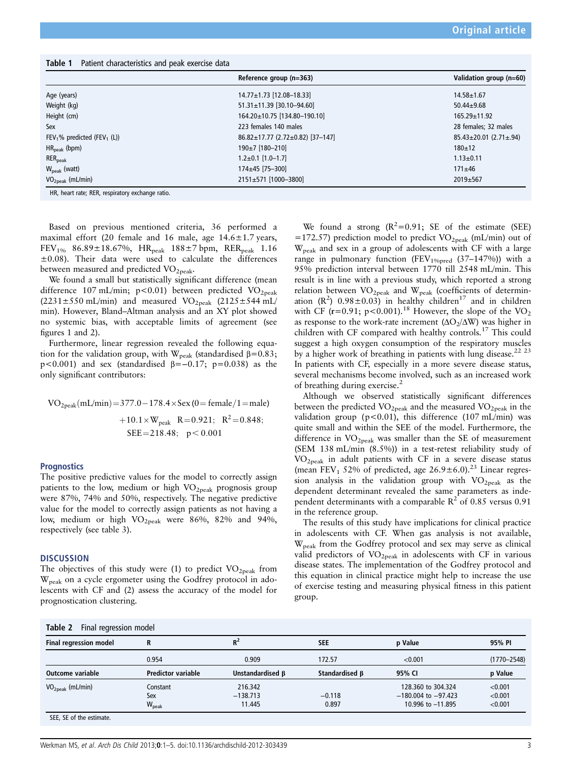**Table 1** Patient characteristics and peak exercise data

| | Reference group (n=363) | Validation group (n=60) |
|---|---|---|
| Age (years) | 14.77±1.73 [12.08–18.33] | 14.58±1.67 |
| Weight (kg) | 51.31±11.39 [30.10–94.60] | 50.44±9.68 |
| Height (cm) | 164.20±10.75 [134.80–190.10] | 165.29±11.92 |
| Sex | 223 females 140 males | 28 females; 32 males |
| $FEV_1$% predicted ($FEV_1$ (L)) | 86.82±17.77 (2.72±0.82) [37–147] | 85.43±20.01 (2.71±.94) |
| $HR_{peak}$ (bpm) | 190±7 [180–210] | 180±12 |
| $RER_{peak}$ | 1.2±0.1 [1.0–1.7] | 1.13±0.11 |
| $W_{peak}$ (watt) | 174±45 [75–300] | 171±46 |
| $VO_{2peak}$ (mL/min) | 2151±571 [1000–3800] | 2019±567 |

HR, heart rate; RER, respiratory exchange ratio.

Based on previous mentioned criteria, 36 performed a maximal effort (20 female and 16 male, age 14.6±1.7 years, $FEV_{1\%}$ 86.89±18.67%, $HR_{peak}$ 188±7 bpm, $RER_{peak}$ 1.16 ±0.08). Their data were used to calculate the differences between measured and predicted $VO_{2peak}$.

We found a small but statistically significant difference (mean difference 107 mL/min; $p<0.01$) between predicted $VO_{2peak}$ (2231±550 mL/min) and measured $VO_{2peak}$ (2125±544 mL/min). However, Bland–Altman analysis and an XY plot showed no systemic bias, with acceptable limits of agreement (see figures 1 and 2).

Furthermore, linear regression revealed the following equation for the validation group, with $W_{peak}$ (standardised β=0.83; $p<0.001$) and sex (standardised β=−0.17; p=0.038) as the only significant contributors:

$$VO_{2peak}(\text{mL/min}) = 377.0 - 178.4 \times \text{Sex}\,(0=\text{female}/1=\text{male}) + 10.1 \times W_{peak} \quad R=0.921;\ R^2=0.848;\ SEE=218.48;\ p<0.001$$

### Prognostics

The positive predictive values for the model to correctly assign patients to the low, medium or high $VO_{2peak}$ prognosis group were 87%, 74% and 50%, respectively. The negative predictive value for the model to correctly assign patients as not having a low, medium or high $VO_{2peak}$ were 86%, 82% and 94%, respectively (see table 3).

## DISCUSSION

The objectives of this study were (1) to predict $VO_{2peak}$ from $W_{peak}$ on a cycle ergometer using the Godfrey protocol in adolescents with CF and (2) assess the accuracy of the model for prognostication clustering.

We found a strong ($R^2$=0.91; SE of the estimate (SEE) =172.57) prediction model to predict $VO_{2peak}$ (mL/min) out of $W_{peak}$ and sex in a group of adolescents with CF with a large range in pulmonary function ($FEV_{1\%pred}$ (37–147%)) with a 95% prediction interval between 1770 till 2548 mL/min. This result is in line with a previous study, which reported a strong relation between $VO_{2peak}$ and $W_{peak}$ (coefficients of determination ($R^2$) 0.98±0.03) in healthy children[17] and in children with CF (r=0.91; $p<0.001$).[18] However, the slope of the $VO_2$ as response to the work-rate increment ($\Delta O_2/\Delta W$) was higher in children with CF compared with healthy controls.[17] This could suggest a high oxygen consumption of the respiratory muscles by a higher work of breathing in patients with lung disease.[22 23] In patients with CF, especially in a more severe disease status, several mechanisms become involved, such as an increased work of breathing during exercise.[2]

Although we observed statistically significant differences between the predicted $VO_{2peak}$ and the measured $VO_{2peak}$ in the validation group ($p<0.01$), this difference (107 mL/min) was quite small and within the SEE of the model. Furthermore, the difference in $VO_{2peak}$ was smaller than the SE of measurement (SEM 138 mL/min (8.5%)) in a test-retest reliability study of $VO_{2peak}$ in adult patients with CF in a severe disease status (mean $FEV_1$ 52% of predicted, age 26.9±6.0).[23] Linear regression analysis in the validation group with $VO_{2peak}$ as the dependent determinant revealed the same parameters as independent determinants with a comparable $R^2$ of 0.85 versus 0.91 in the reference group.

The results of this study have implications for clinical practice in adolescents with CF. When gas analysis is not available, $W_{peak}$ from the Godfrey protocol and sex may serve as clinical valid predictors of $VO_{2peak}$ in adolescents with CF in various disease states. The implementation of the Godfrey protocol and this equation in clinical practice might help to increase the use of exercise testing and measuring physical fitness in this patient group.

**Table 2** Final regression model

| Final regression model | R | $R^2$ | SEE | p Value | 95% PI |
|---|---|---|---|---|---|
| | 0.954 | 0.909 | 172.57 | <0.001 | (1770–2548) |
| **Outcome variable** | **Predictor variable** | **Unstandardised β** | **Standardised β** | **95% CI** | **p Value** |
| $VO_{2peak}$ (mL/min) | Constant | 216.342 | | 128.360 to 304.324 | <0.001 |
| | Sex | −138.713 | −0.118 | −180.004 to −97.423 | <0.001 |
| | $W_{peak}$ | 11.445 | 0.897 | 10.996 to −11.895 | <0.001 |

SEE, SE of the estimate.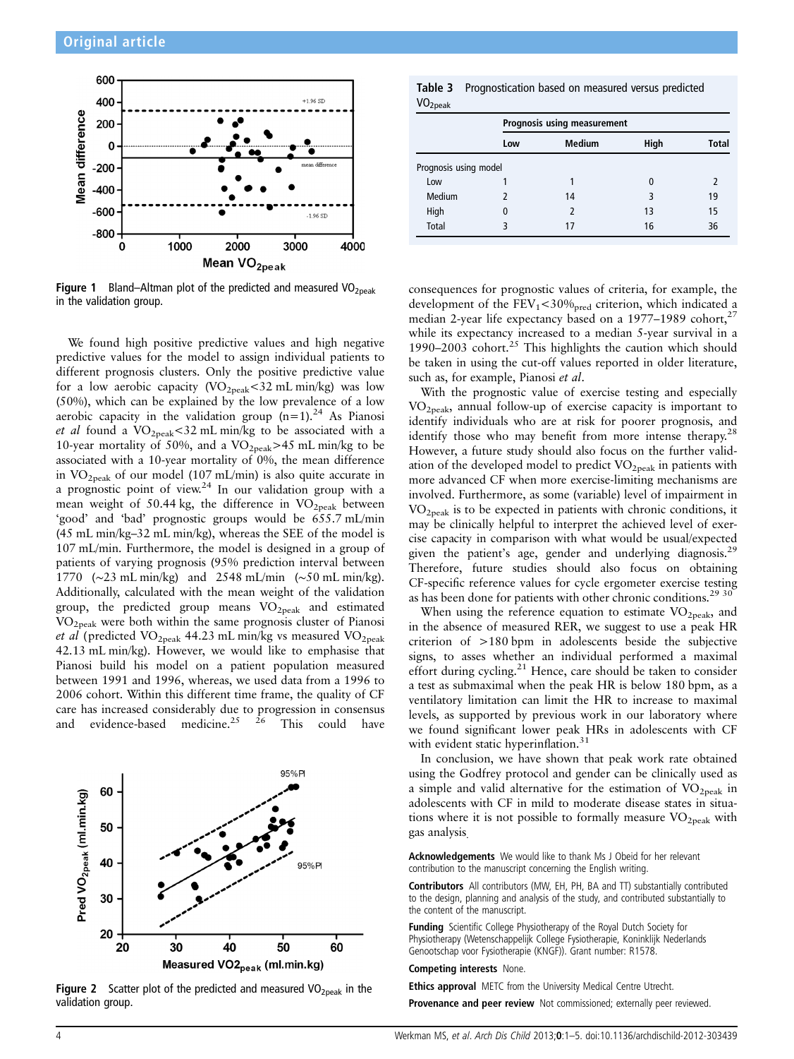Figure 1 Bland–Altman plot of the predicted and measured $VO_{2peak}$ in the validation group.

We found high positive predictive values and high negative predictive values for the model to assign individual patients to different prognosis clusters. Only the positive predictive value for a low aerobic capacity ($VO_{2peak}$<32 mL min/kg) was low (50%), which can be explained by the low prevalence of a low aerobic capacity in the validation group (n=1).[24] As Pianosi *et al* found a $VO_{2peak}$<32 mL min/kg to be associated with a 10-year mortality of 50%, and a $VO_{2peak}$>45 mL min/kg to be associated with a 10-year mortality of 0%, the mean difference in $VO_{2peak}$ of our model (107 mL/min) is also quite accurate in a prognostic point of view.[24] In our validation group with a mean weight of 50.44 kg, the difference in $VO_{2peak}$ between 'good' and 'bad' prognostic groups would be 655.7 mL/min (45 mL min/kg–32 mL min/kg), whereas the SEE of the model is 107 mL/min. Furthermore, the model is designed in a group of patients of varying prognosis (95% prediction interval between 1770 (~23 mL min/kg) and 2548 mL/min (~50 mL min/kg). Additionally, calculated with the mean weight of the validation group, the predicted group means $VO_{2peak}$ and estimated $VO_{2peak}$ were both within the same prognosis cluster of Pianosi *et al* (predicted $VO_{2peak}$ 44.23 mL min/kg vs measured $VO_{2peak}$ 42.13 mL min/kg). However, we would like to emphasise that Pianosi build his model on a patient population measured between 1991 and 1996, whereas, we used data from a 1996 to 2006 cohort. Within this different time frame, the quality of CF care has increased considerably due to progression in consensus and evidence-based medicine.[25 26] This could have consequences for prognostic values of criteria, for example, the development of the $FEV_1$<$30\%_{pred}$ criterion, which indicated a median 2-year life expectancy based on a 1977–1989 cohort,[27] while its expectancy increased to a median 5-year survival in a 1990–2003 cohort.[25] This highlights the caution which should be taken in using the cut-off values reported in older literature, such as, for example, Pianosi *et al*.

Figure 2 Scatter plot of the predicted and measured $VO_{2peak}$ in the validation group.

Table 3 Prognostication based on measured versus predicted $VO_{2peak}$

| | Prognosis using measurement | | | |
|---|---|---|---|---|
| | Low | Medium | High | Total |
| Prognosis using model | | | | |
| Low | 1 | 1 | 0 | 2 |
| Medium | 2 | 14 | 3 | 19 |
| High | 0 | 2 | 13 | 15 |
| Total | 3 | 17 | 16 | 36 |

With the prognostic value of exercise testing and especially $VO_{2peak}$, annual follow-up of exercise capacity is important to identify individuals who are at risk for poorer prognosis, and identify those who may benefit from more intense therapy.[28] However, a future study should also focus on the further validation of the developed model to predict $VO_{2peak}$ in patients with more advanced CF when more exercise-limiting mechanisms are involved. Furthermore, as some (variable) level of impairment in $VO_{2peak}$ is to be expected in patients with chronic conditions, it may be clinically helpful to interpret the achieved level of exercise capacity in comparison with what would be usual/expected given the patient's age, gender and underlying diagnosis.[29] Therefore, future studies should also focus on obtaining CF-specific reference values for cycle ergometer exercise testing as has been done for patients with other chronic conditions.[29 30]

When using the reference equation to estimate $VO_{2peak}$, and in the absence of measured RER, we suggest to use a peak HR criterion of >180 bpm in adolescents beside the subjective signs, to asses whether an individual performed a maximal effort during cycling.[21] Hence, care should be taken to consider a test as submaximal when the peak HR is below 180 bpm, as a ventilatory limitation can limit the HR to increase to maximal levels, as supported by previous work in our laboratory where we found significant lower peak HRs in adolescents with CF with evident static hyperinflation.[31]

In conclusion, we have shown that peak work rate obtained using the Godfrey protocol and gender can be clinically used as a simple and valid alternative for the estimation of $VO_{2peak}$ in adolescents with CF in mild to moderate disease states in situations where it is not possible to formally measure $VO_{2peak}$ with gas analysis.

**Acknowledgements** We would like to thank Ms J Obeid for her relevant contribution to the manuscript concerning the English writing.

**Contributors** All contributors (MW, EH, PH, BA and TT) substantially contributed to the design, planning and analysis of the study, and contributed substantially to the content of the manuscript.

**Funding** Scientific College Physiotherapy of the Royal Dutch Society for Physiotherapy (Wetenschappelijk College Fysiotherapie, Koninklijk Nederlands Genootschap voor Fysiotherapie (KNGF)). Grant number: R1578.

**Competing interests** None.

**Ethics approval** METC from the University Medical Centre Utrecht.

**Provenance and peer review** Not commissioned; externally peer reviewed.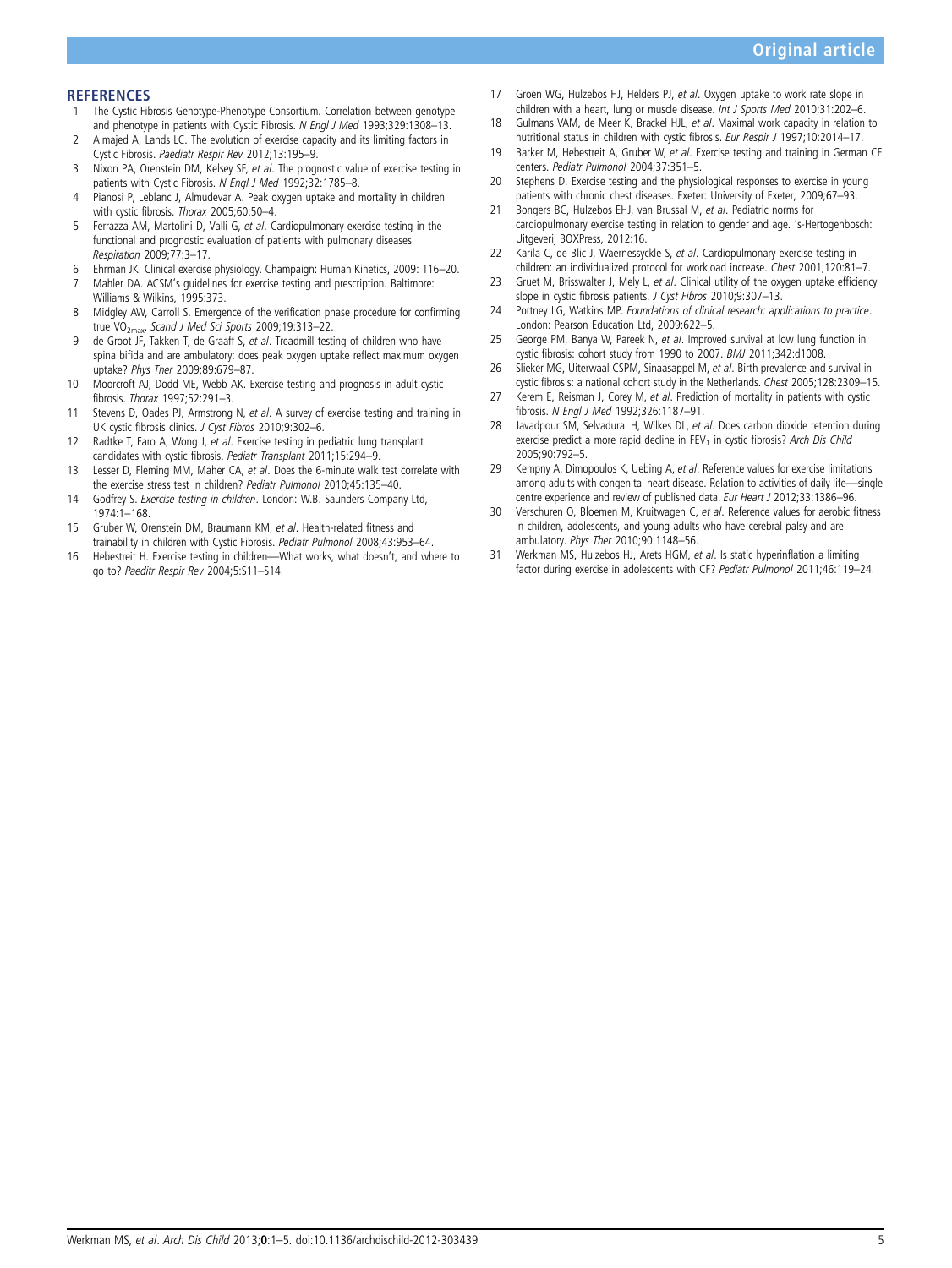## REFERENCES

1. The Cystic Fibrosis Genotype-Phenotype Consortium. Correlation between genotype and phenotype in patients with Cystic Fibrosis. *N Engl J Med* 1993;329:1308–13.
2. Almajed A, Lands LC. The evolution of exercise capacity and its limiting factors in Cystic Fibrosis. *Paediatr Respir Rev* 2012;13:195–9.
3. Nixon PA, Orenstein DM, Kelsey SF, *et al*. The prognostic value of exercise testing in patients with Cystic Fibrosis. *N Engl J Med* 1992;32:1785–8.
4. Pianosi P, Leblanc J, Almudevar A. Peak oxygen uptake and mortality in children with cystic fibrosis. *Thorax* 2005;60:50–4.
5. Ferrazza AM, Martolini D, Valli G, *et al*. Cardiopulmonary exercise testing in the functional and prognostic evaluation of patients with pulmonary diseases. *Respiration* 2009;77:3–17.
6. Ehrman JK. Clinical exercise physiology. Champaign: Human Kinetics, 2009: 116–20.
7. Mahler DA. ACSM's guidelines for exercise testing and prescription. Baltimore: Williams & Wilkins, 1995:373.
8. Midgley AW, Carroll S. Emergence of the verification phase procedure for confirming true $VO_{2max}$. *Scand J Med Sci Sports* 2009;19:313–22.
9. de Groot JF, Takken T, de Graaff S, *et al*. Treadmill testing of children who have spina bifida and are ambulatory: does peak oxygen uptake reflect maximum oxygen uptake? *Phys Ther* 2009;89:679–87.
10. Moorcroft AJ, Dodd ME, Webb AK. Exercise testing and prognosis in adult cystic fibrosis. *Thorax* 1997;52:291–3.
11. Stevens D, Oades PJ, Armstrong N, *et al*. A survey of exercise testing and training in UK cystic fibrosis clinics. *J Cyst Fibros* 2010;9:302–6.
12. Radtke T, Faro A, Wong J, *et al*. Exercise testing in pediatric lung transplant candidates with cystic fibrosis. *Pediatr Transplant* 2011;15:294–9.
13. Lesser D, Fleming MM, Maher CA, *et al*. Does the 6-minute walk test correlate with the exercise stress test in children? *Pediatr Pulmonol* 2010;45:135–40.
14. Godfrey S. *Exercise testing in children*. London: W.B. Saunders Company Ltd, 1974:1–168.
15. Gruber W, Orenstein DM, Braumann KM, *et al*. Health-related fitness and trainability in children with Cystic Fibrosis. *Pediatr Pulmonol* 2008;43:953–64.
16. Hebestreit H. Exercise testing in children—What works, what doesn't, and where to go to? *Paeditr Respir Rev* 2004;5:S11–S14.
17. Groen WG, Hulzebos HJ, Helders PJ, *et al*. Oxygen uptake to work rate slope in children with a heart, lung or muscle disease. *Int J Sports Med* 2010;31:202–6.
18. Gulmans VAM, de Meer K, Brackel HJL, *et al*. Maximal work capacity in relation to nutritional status in children with cystic fibrosis. *Eur Respir J* 1997;10:2014–17.
19. Barker M, Hebestreit A, Gruber W, *et al*. Exercise testing and training in German CF centers. *Pediatr Pulmonol* 2004;37:351–5.
20. Stephens D. Exercise testing and the physiological responses to exercise in young patients with chronic chest diseases. Exeter: University of Exeter, 2009;67–93.
21. Bongers BC, Hulzebos EHJ, van Brussal M, *et al*. Pediatric norms for cardiopulmonary exercise testing in relation to gender and age. 's-Hertogenbosch: Uitgeverij BOXPress, 2012:16.
22. Karila C, de Blic J, Waernessyckle S, *et al*. Cardiopulmonary exercise testing in children: an individualized protocol for workload increase. *Chest* 2001;120:81–7.
23. Gruet M, Brisswalter J, Mely L, *et al*. Clinical utility of the oxygen uptake efficiency slope in cystic fibrosis patients. *J Cyst Fibros* 2010;9:307–13.
24. Portney LG, Watkins MP. *Foundations of clinical research: applications to practice*. London: Pearson Education Ltd, 2009:622–5.
25. George PM, Banya W, Pareek N, *et al*. Improved survival at low lung function in cystic fibrosis: cohort study from 1990 to 2007. *BMJ* 2011;342:d1008.
26. Slieker MG, Uiterwaal CSPM, Sinaasappel M, *et al*. Birth prevalence and survival in cystic fibrosis: a national cohort study in the Netherlands. *Chest* 2005;128:2309–15.
27. Kerem E, Reisman J, Corey M, *et al*. Prediction of mortality in patients with cystic fibrosis. *N Engl J Med* 1992;326:1187–91.
28. Javadpour SM, Selvadurai H, Wilkes DL, *et al*. Does carbon dioxide retention during exercise predict a more rapid decline in $FEV_1$ in cystic fibrosis? *Arch Dis Child* 2005;90:792–5.
29. Kempny A, Dimopoulos K, Uebing A, *et al*. Reference values for exercise limitations among adults with congenital heart disease. Relation to activities of daily life—single centre experience and review of published data. *Eur Heart J* 2012;33:1386–96.
30. Verschuren O, Bloemen M, Kruitwagen C, *et al*. Reference values for aerobic fitness in children, adolescents, and young adults who have cerebral palsy and are ambulatory. *Phys Ther* 2010;90:1148–56.
31. Werkman MS, Hulzebos HJ, Arets HGM, *et al*. Is static hyperinflation a limiting factor during exercise in adolescents with CF? *Pediatr Pulmonol* 2011;46:119–24.